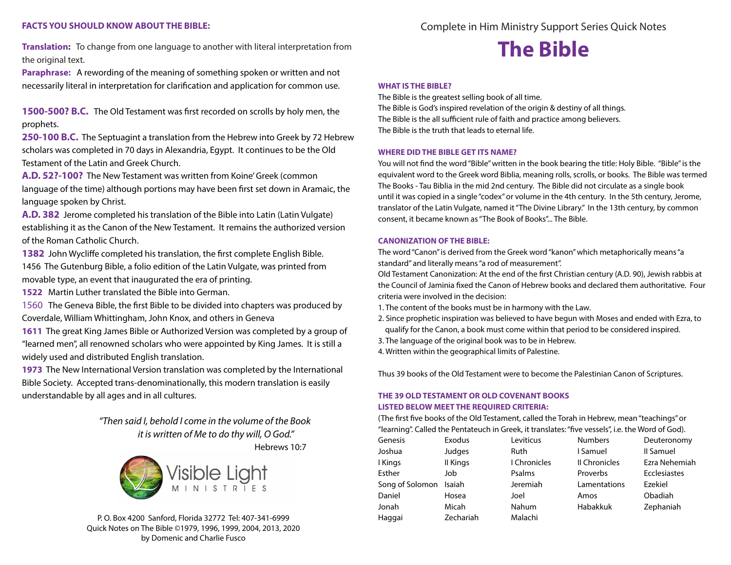## FACTS YOU SHOULD KNOW ABOUT THE BIBLE:

**Translation:** To change from one language to another with literal interpretation from the original text.

**Paraphrase:** A rewording of the meaning of something spoken or written and not necessarily literal in interpretation for clarification and application for common use.

**1500-500? B.C.** The Old Testament was first recorded on scrolls by holy men, the prophets.

**250-100 B.C.** The Septuagint a translation from the Hebrew into Greek by 72 Hebrew scholars was completed in 70 days in Alexandria, Egypt. It continues to be the Old Testament of the Latin and Greek Church.

**A.D. 52?-100?** The New Testament was written from Koine' Greek (common language of the time) although portions may have been first set down in Aramaic, the language spoken by Christ.

**A.D. 382** Jerome completed his translation of the Bible into Latin (Latin Vulgate) establishing it as the Canon of the New Testament. It remains the authorized version of the Roman Catholic Church.

**1382** John Wycliffe completed his translation, the first complete English Bible.

1456 The Gutenburg Bible, a folio edition of the Latin Vulgate, was printed from movable type, an event that inaugurated the era of printing.

**1522** Martin Luther translated the Bible into German.

1560 The Geneva Bible, the first Bible to be divided into chapters was produced by Coverdale, William Whittingham, John Knox, and others in Geneva

**1611** The great King James Bible or Authorized Version was completed by a group of "learned men", all renowned scholars who were appointed by King James. It is still a widely used and distributed English translation.

**1973** The New International Version translation was completed by the International Bible Society. Accepted trans-denominationally, this modern translation is easily understandable by all ages and in all cultures.

*"Then said I, behold I come in the volume of the Book it is written of Me to do thy will, O God."*
Hebrews 10:7

Visible Light MINISTRIES

P. O. Box 4200 Sanford, Florida 32772 Tel: 407-341-6999
Quick Notes on The Bible ©1979, 1996, 1999, 2004, 2013, 2020
by Domenic and Charlie Fusco

Complete in Him Ministry Support Series Quick Notes

# The Bible

### WHAT IS THE BIBLE?

The Bible is the greatest selling book of all time.
The Bible is God's inspired revelation of the origin & destiny of all things.
The Bible is the all sufficient rule of faith and practice among believers.
The Bible is the truth that leads to eternal life.

### WHERE DID THE BIBLE GET ITS NAME?

You will not find the word "Bible" written in the book bearing the title: Holy Bible. "Bible" is the equivalent word to the Greek word Biblia, meaning rolls, scrolls, or books. The Bible was termed The Books - Tau Biblia in the mid 2nd century. The Bible did not circulate as a single book until it was copied in a single "codex" or volume in the 4th century. In the 5th century, Jerome, translator of the Latin Vulgate, named it "The Divine Library." In the 13th century, by common consent, it became known as "The Book of Books"... The Bible.

### CANONIZATION OF THE BIBLE:

The word "Canon" is derived from the Greek word "kanon" which metaphorically means "a standard" and literally means "a rod of measurement".

Old Testament Canonization: At the end of the first Christian century (A.D. 90), Jewish rabbis at the Council of Jaminia fixed the Canon of Hebrew books and declared them authoritative. Four criteria were involved in the decision:

1. The content of the books must be in harmony with the Law.
2. Since prophetic inspiration was believed to have begun with Moses and ended with Ezra, to qualify for the Canon, a book must come within that period to be considered inspired.
3. The language of the original book was to be in Hebrew.
4. Written within the geographical limits of Palestine.

Thus 39 books of the Old Testament were to become the Palestinian Canon of Scriptures.

### THE 39 OLD TESTAMENT OR OLD COVENANT BOOKS LISTED BELOW MEET THE REQUIRED CRITERIA:

(The first five books of the Old Testament, called the Torah in Hebrew, mean "teachings" or "learning". Called the Pentateuch in Greek, it translates: "five vessels", i.e. the Word of God).

| | | | | |
|---|---|---|---|---|
| Genesis | Exodus | Leviticus | Numbers | Deuteronomy |
| Joshua | Judges | Ruth | I Samuel | II Samuel |
| I Kings | II Kings | I Chronicles | II Chronicles | Ezra Nehemiah |
| Esther | Job | Psalms | Proverbs | Ecclesiastes |
| Song of Solomon | Isaiah | Jeremiah | Lamentations | Ezekiel |
| Daniel | Hosea | Joel | Amos | Obadiah |
| Jonah | Micah | Nahum | Habakkuk | Zephaniah |
| Haggai | Zechariah | Malachi | | |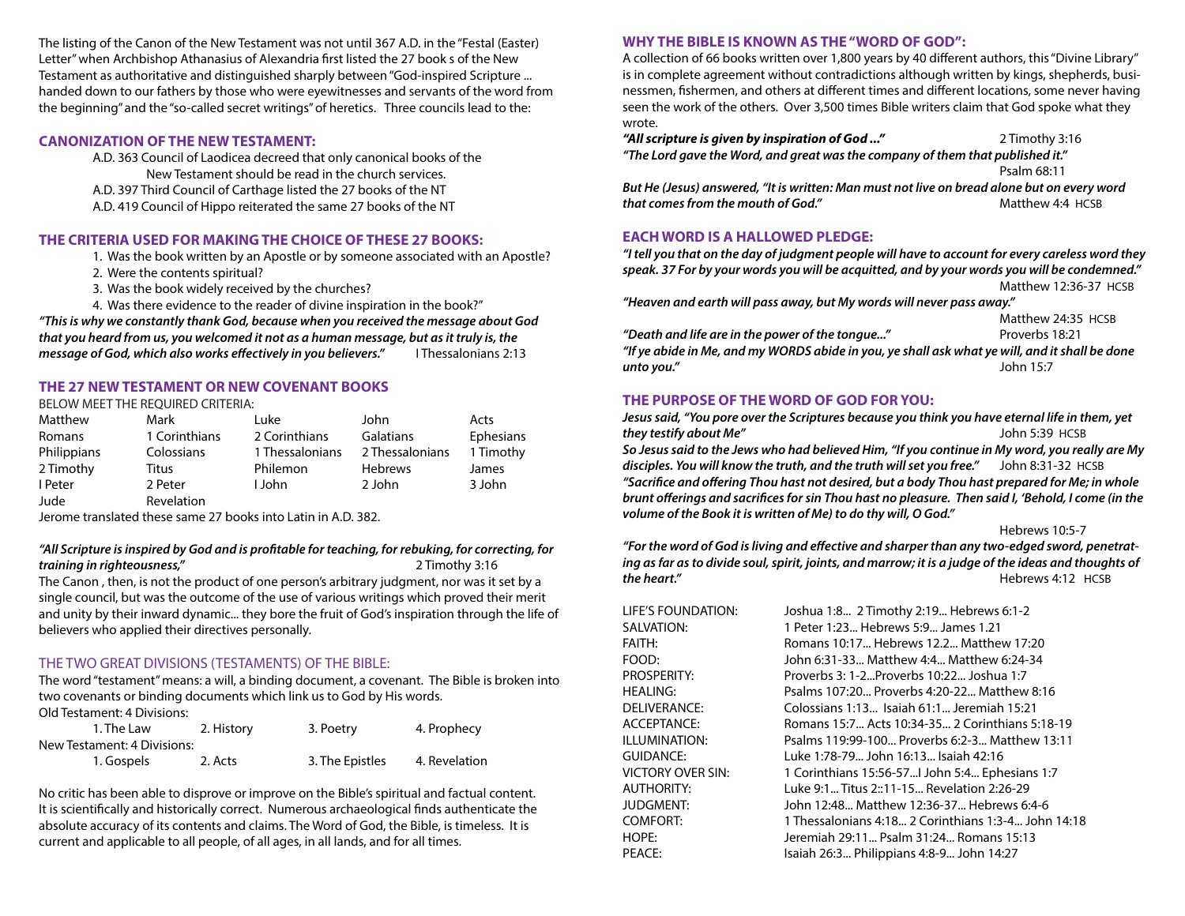The listing of the Canon of the New Testament was not until 367 A.D. in the "Festal (Easter) Letter" when Archbishop Athanasius of Alexandria first listed the 27 book s of the New Testament as authoritative and distinguished sharply between "God-inspired Scripture ... handed down to our fathers by those who were eyewitnesses and servants of the word from the beginning" and the "so-called secret writings" of heretics. Three councils lead to the:

## CANONIZATION OF THE NEW TESTAMENT:

A.D. 363 Council of Laodicea decreed that only canonical books of the New Testament should be read in the church services.
A.D. 397 Third Council of Carthage listed the 27 books of the NT
A.D. 419 Council of Hippo reiterated the same 27 books of the NT

## THE CRITERIA USED FOR MAKING THE CHOICE OF THESE 27 BOOKS:

1. Was the book written by an Apostle or by someone associated with an Apostle?
2. Were the contents spiritual?
3. Was the book widely received by the churches?
4. Was there evidence to the reader of divine inspiration in the book?"

***"This is why we constantly thank God, because when you received the message about God that you heard from us, you welcomed it not as a human message, but as it truly is, the message of God, which also works effectively in you believers."*** I Thessalonians 2:13

## THE 27 NEW TESTAMENT OR NEW COVENANT BOOKS

BELOW MEET THE REQUIRED CRITERIA:

| | | | | |
|---|---|---|---|---|
| Matthew | Mark | Luke | John | Acts |
| Romans | 1 Corinthians | 2 Corinthians | Galatians | Ephesians |
| Philippians | Colossians | 1 Thessalonians | 2 Thessalonians | 1 Timothy |
| 2 Timothy | Titus | Philemon | Hebrews | James |
| I Peter | 2 Peter | I John | 2 John | 3 John |
| Jude | Revelation | | | |

Jerome translated these same 27 books into Latin in A.D. 382.

***"All Scripture is inspired by God and is profitable for teaching, for rebuking, for correcting, for training in righteousness,"*** 2 Timothy 3:16

The Canon , then, is not the product of one person's arbitrary judgment, nor was it set by a single council, but was the outcome of the use of various writings which proved their merit and unity by their inward dynamic... they bore the fruit of God's inspiration through the life of believers who applied their directives personally.

## THE TWO GREAT DIVISIONS (TESTAMENTS) OF THE BIBLE:

The word "testament" means: a will, a binding document, a covenant. The Bible is broken into two covenants or binding documents which link us to God by His words.

Old Testament: 4 Divisions:

1. The Law  2. History  3. Poetry  4. Prophecy

New Testament: 4 Divisions:

1. Gospels  2. Acts  3. The Epistles  4. Revelation

No critic has been able to disprove or improve on the Bible's spiritual and factual content. It is scientifically and historically correct. Numerous archaeological finds authenticate the absolute accuracy of its contents and claims. The Word of God, the Bible, is timeless. It is current and applicable to all people, of all ages, in all lands, and for all times.

## WHY THE BIBLE IS KNOWN AS THE "WORD OF GOD":

A collection of 66 books written over 1,800 years by 40 different authors, this "Divine Library" is in complete agreement without contradictions although written by kings, shepherds, businessmen, fishermen, and others at different times and different locations, some never having seen the work of the others. Over 3,500 times Bible writers claim that God spoke what they wrote.

***"All scripture is given by inspiration of God ..."*** 2 Timothy 3:16

***"The Lord gave the Word, and great was the company of them that published it."*** Psalm 68:11

***But He (Jesus) answered, "It is written: Man must not live on bread alone but on every word that comes from the mouth of God."*** Matthew 4:4 HCSB

## EACH WORD IS A HALLOWED PLEDGE:

***"I tell you that on the day of judgment people will have to account for every careless word they speak. 37 For by your words you will be acquitted, and by your words you will be condemned."*** Matthew 12:36-37 HCSB

***"Heaven and earth will pass away, but My words will never pass away."*** Matthew 24:35 HCSB

***"Death and life are in the power of the tongue..."*** Proverbs 18:21

***"If ye abide in Me, and my WORDS abide in you, ye shall ask what ye will, and it shall be done unto you."*** John 15:7

## THE PURPOSE OF THE WORD OF GOD FOR YOU:

***Jesus said, "You pore over the Scriptures because you think you have eternal life in them, yet they testify about Me"*** John 5:39 HCSB

***So Jesus said to the Jews who had believed Him, "If you continue in My word, you really are My disciples. You will know the truth, and the truth will set you free."*** John 8:31-32 HCSB

***"Sacrifice and offering Thou hast not desired, but a body Thou hast prepared for Me; in whole brunt offerings and sacrifices for sin Thou hast no pleasure. Then said I, 'Behold, I come (in the volume of the Book it is written of Me) to do thy will, O God."*** Hebrews 10:5-7

***"For the word of God is living and effective and sharper than any two-edged sword, penetrating as far as to divide soul, spirit, joints, and marrow; it is a judge of the ideas and thoughts of the heart."*** Hebrews 4:12 HCSB

| | |
|---|---|
| LIFE'S FOUNDATION: | Joshua 1:8... 2 Timothy 2:19... Hebrews 6:1-2 |
| SALVATION: | 1 Peter 1:23... Hebrews 5:9... James 1.21 |
| FAITH: | Romans 10:17... Hebrews 12.2... Matthew 17:20 |
| FOOD: | John 6:31-33... Matthew 4:4... Matthew 6:24-34 |
| PROSPERITY: | Proverbs 3: 1-2...Proverbs 10:22... Joshua 1:7 |
| HEALING: | Psalms 107:20... Proverbs 4:20-22... Matthew 8:16 |
| DELIVERANCE: | Colossians 1:13... Isaiah 61:1... Jeremiah 15:21 |
| ACCEPTANCE: | Romans 15:7... Acts 10:34-35... 2 Corinthians 5:18-19 |
| ILLUMINATION: | Psalms 119:99-100... Proverbs 6:2-3... Matthew 13:11 |
| GUIDANCE: | Luke 1:78-79... John 16:13... Isaiah 42:16 |
| VICTORY OVER SIN: | 1 Corinthians 15:56-57...I John 5:4... Ephesians 1:7 |
| AUTHORITY: | Luke 9:1... Titus 2::11-15... Revelation 2:26-29 |
| JUDGMENT: | John 12:48... Matthew 12:36-37... Hebrews 6:4-6 |
| COMFORT: | 1 Thessalonians 4:18... 2 Corinthians 1:3-4... John 14:18 |
| HOPE: | Jeremiah 29:11... Psalm 31:24... Romans 15:13 |
| PEACE: | Isaiah 26:3... Philippians 4:8-9... John 14:27 |